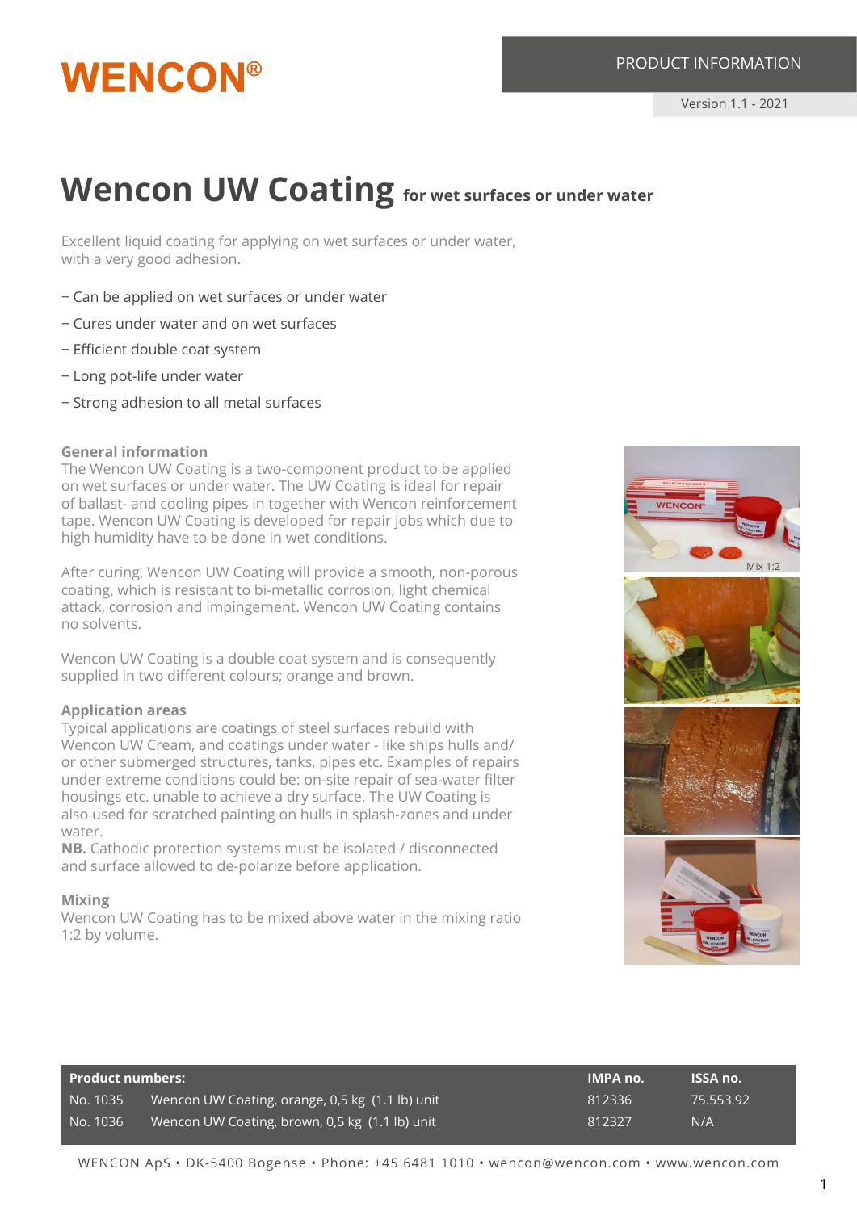WENCON®

PRODUCT INFORMATION

Version 1.1 - 2021

# Wencon UW Coating for wet surfaces or under water

Excellent liquid coating for applying on wet surfaces or under water, with a very good adhesion.

- Can be applied on wet surfaces or under water
- Cures under water and on wet surfaces
- Efficient double coat system
- Long pot-life under water
- Strong adhesion to all metal surfaces

### General information

The Wencon UW Coating is a two-component product to be applied on wet surfaces or under water. The UW Coating is ideal for repair of ballast- and cooling pipes in together with Wencon reinforcement tape. Wencon UW Coating is developed for repair jobs which due to high humidity have to be done in wet conditions.

After curing, Wencon UW Coating will provide a smooth, non-porous coating, which is resistant to bi-metallic corrosion, light chemical attack, corrosion and impingement. Wencon UW Coating contains no solvents.

Wencon UW Coating is a double coat system and is consequently supplied in two different colours; orange and brown.

### Application areas

Typical applications are coatings of steel surfaces rebuild with Wencon UW Cream, and coatings under water - like ships hulls and/ or other submerged structures, tanks, pipes etc. Examples of repairs under extreme conditions could be: on-site repair of sea-water filter housings etc. unable to achieve a dry surface. The UW Coating is also used for scratched painting on hulls in splash-zones and under water.

**NB.** Cathodic protection systems must be isolated / disconnected and surface allowed to de-polarize before application.

### Mixing

Wencon UW Coating has to be mixed above water in the mixing ratio 1:2 by volume.

Mix 1:2

| Product numbers: | | IMPA no. | ISSA no. |
|---|---|---|---|
| No. 1035 | Wencon UW Coating, orange, 0,5 kg (1.1 lb) unit | 812336 | 75.553.92 |
| No. 1036 | Wencon UW Coating, brown, 0,5 kg (1.1 lb) unit | 812327 | N/A |

WENCON ApS • DK-5400 Bogense • Phone: +45 6481 1010 • wencon@wencon.com • www.wencon.com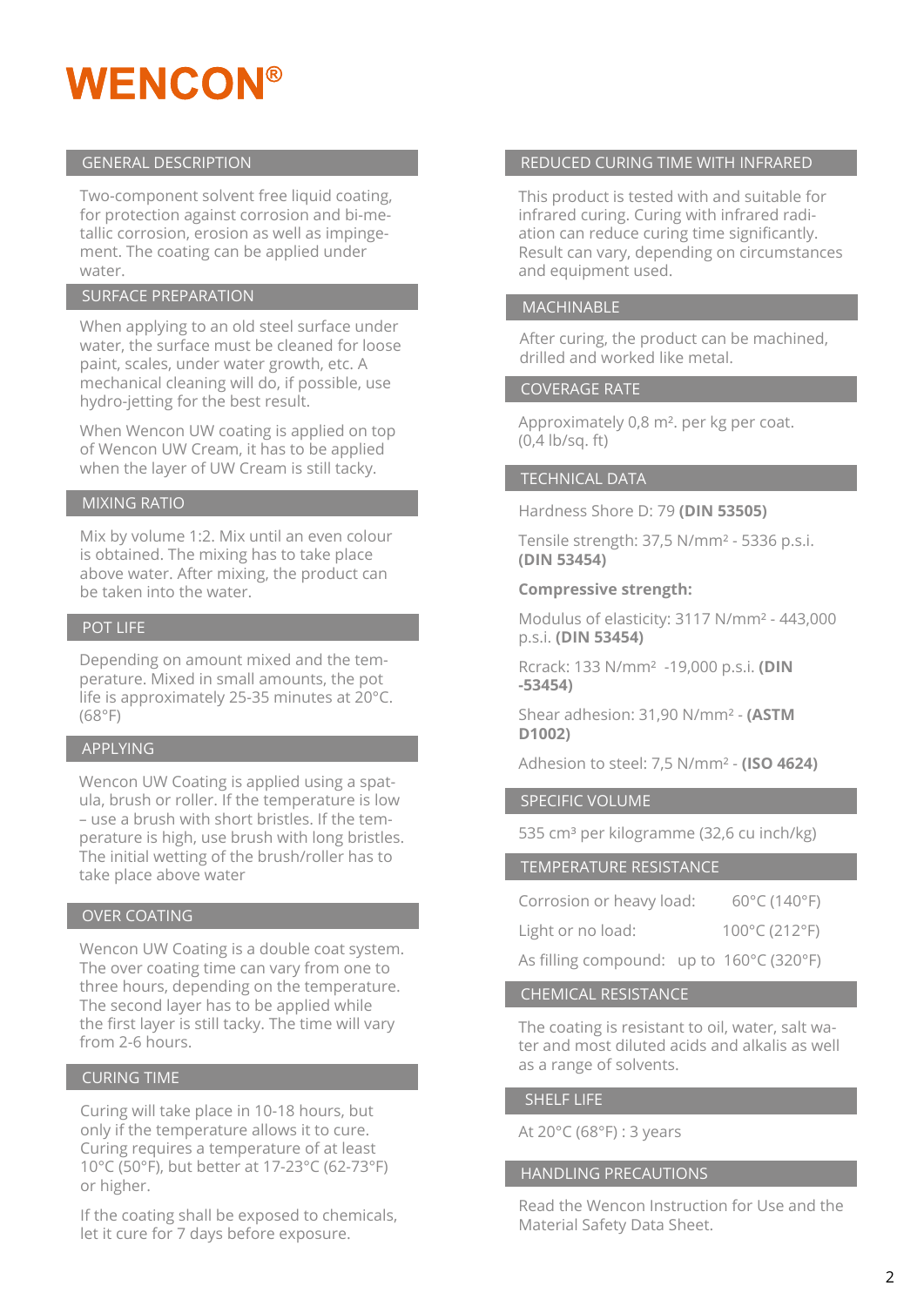# WENCON®

## GENERAL DESCRIPTION

Two-component solvent free liquid coating, for protection against corrosion and bi-metallic corrosion, erosion as well as impingement. The coating can be applied under water.

## SURFACE PREPARATION

When applying to an old steel surface under water, the surface must be cleaned for loose paint, scales, under water growth, etc. A mechanical cleaning will do, if possible, use hydro-jetting for the best result.

When Wencon UW coating is applied on top of Wencon UW Cream, it has to be applied when the layer of UW Cream is still tacky.

## MIXING RATIO

Mix by volume 1:2. Mix until an even colour is obtained. The mixing has to take place above water. After mixing, the product can be taken into the water.

## POT LIFE

Depending on amount mixed and the temperature. Mixed in small amounts, the pot life is approximately 25-35 minutes at 20°C. (68°F)

## APPLYING

Wencon UW Coating is applied using a spatula, brush or roller. If the temperature is low – use a brush with short bristles. If the temperature is high, use brush with long bristles. The initial wetting of the brush/roller has to take place above water

## OVER COATING

Wencon UW Coating is a double coat system. The over coating time can vary from one to three hours, depending on the temperature. The second layer has to be applied while the first layer is still tacky. The time will vary from 2-6 hours.

## CURING TIME

Curing will take place in 10-18 hours, but only if the temperature allows it to cure. Curing requires a temperature of at least 10°C (50°F), but better at 17-23°C (62-73°F) or higher.

If the coating shall be exposed to chemicals, let it cure for 7 days before exposure.

## REDUCED CURING TIME WITH INFRARED

This product is tested with and suitable for infrared curing. Curing with infrared radiation can reduce curing time significantly. Result can vary, depending on circumstances and equipment used.

## MACHINABLE

After curing, the product can be machined, drilled and worked like metal.

## COVERAGE RATE

Approximately 0,8 m². per kg per coat. (0,4 lb/sq. ft)

## TECHNICAL DATA

Hardness Shore D: 79 **(DIN 53505)**

Tensile strength: 37,5 N/mm² - 5336 p.s.i. **(DIN 53454)**

**Compressive strength:**

Modulus of elasticity: 3117 N/mm² - 443,000 p.s.i. **(DIN 53454)**

Rcrack: 133 N/mm² -19,000 p.s.i. **(DIN -53454)**

Shear adhesion: 31,90 N/mm² - **(ASTM D1002)**

Adhesion to steel: 7,5 N/mm² - **(ISO 4624)**

## SPECIFIC VOLUME

535 cm³ per kilogramme (32,6 cu inch/kg)

## TEMPERATURE RESISTANCE

| | |
|---|---|
| Corrosion or heavy load: | 60°C (140°F) |
| Light or no load: | 100°C (212°F) |
| As filling compound: | up to 160°C (320°F) |

## CHEMICAL RESISTANCE

The coating is resistant to oil, water, salt water and most diluted acids and alkalis as well as a range of solvents.

## SHELF LIFE

At 20°C (68°F) : 3 years

## HANDLING PRECAUTIONS

Read the Wencon Instruction for Use and the Material Safety Data Sheet.